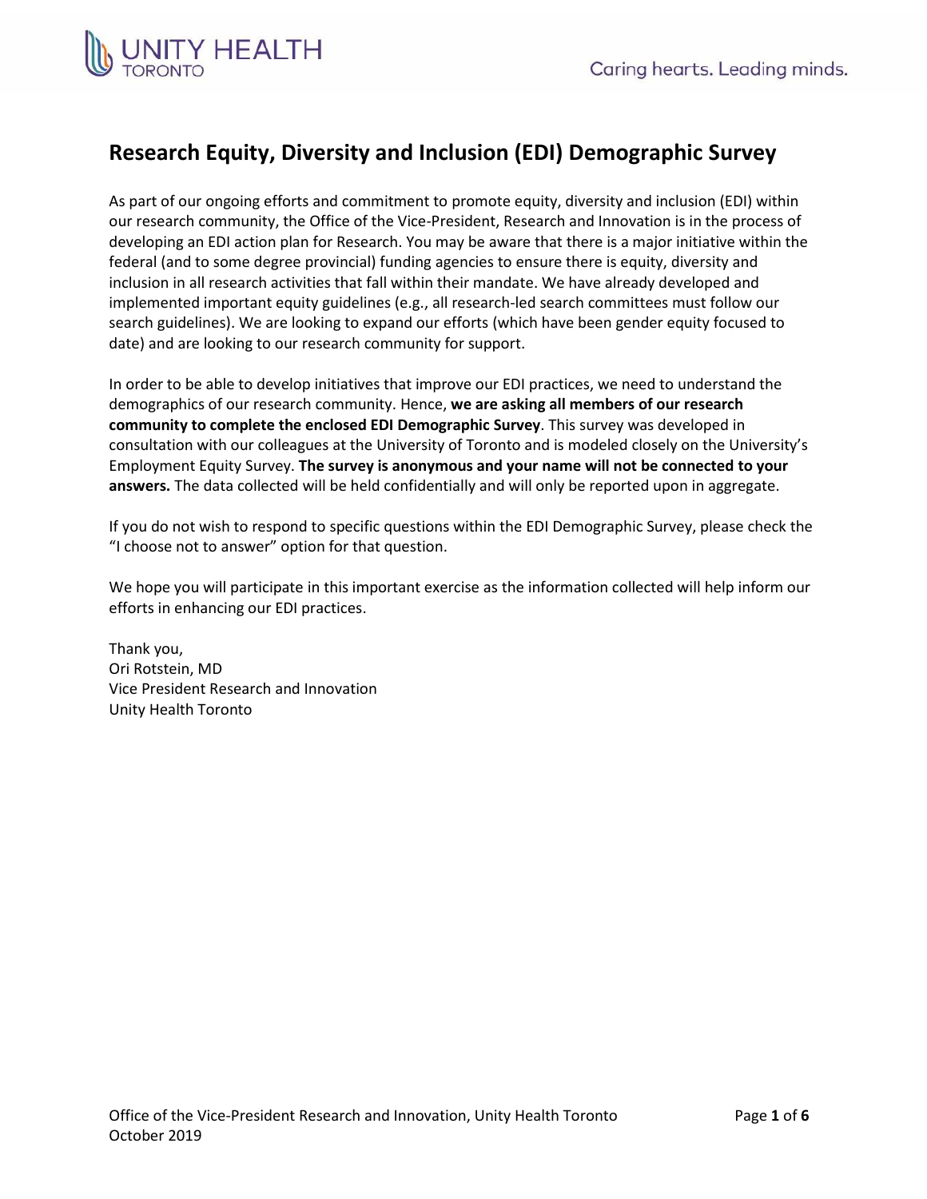# Research Equity, Diversity and Inclusion (EDI) Demographic Survey

As part of our ongoing efforts and commitment to promote equity, diversity and inclusion (EDI) within our research community, the Office of the Vice-President, Research and Innovation is in the process of developing an EDI action plan for Research. You may be aware that there is a major initiative within the federal (and to some degree provincial) funding agencies to ensure there is equity, diversity and inclusion in all research activities that fall within their mandate. We have already developed and implemented important equity guidelines (e.g., all research-led search committees must follow our search guidelines). We are looking to expand our efforts (which have been gender equity focused to date) and are looking to our research community for support.

In order to be able to develop initiatives that improve our EDI practices, we need to understand the demographics of our research community. Hence, **we are asking all members of our research community to complete the enclosed EDI Demographic Survey**. This survey was developed in consultation with our colleagues at the University of Toronto and is modeled closely on the University's Employment Equity Survey. **The survey is anonymous and your name will not be connected to your answers.** The data collected will be held confidentially and will only be reported upon in aggregate.

If you do not wish to respond to specific questions within the EDI Demographic Survey, please check the "I choose not to answer" option for that question.

We hope you will participate in this important exercise as the information collected will help inform our efforts in enhancing our EDI practices.

Thank you,
Ori Rotstein, MD
Vice President Research and Innovation
Unity Health Toronto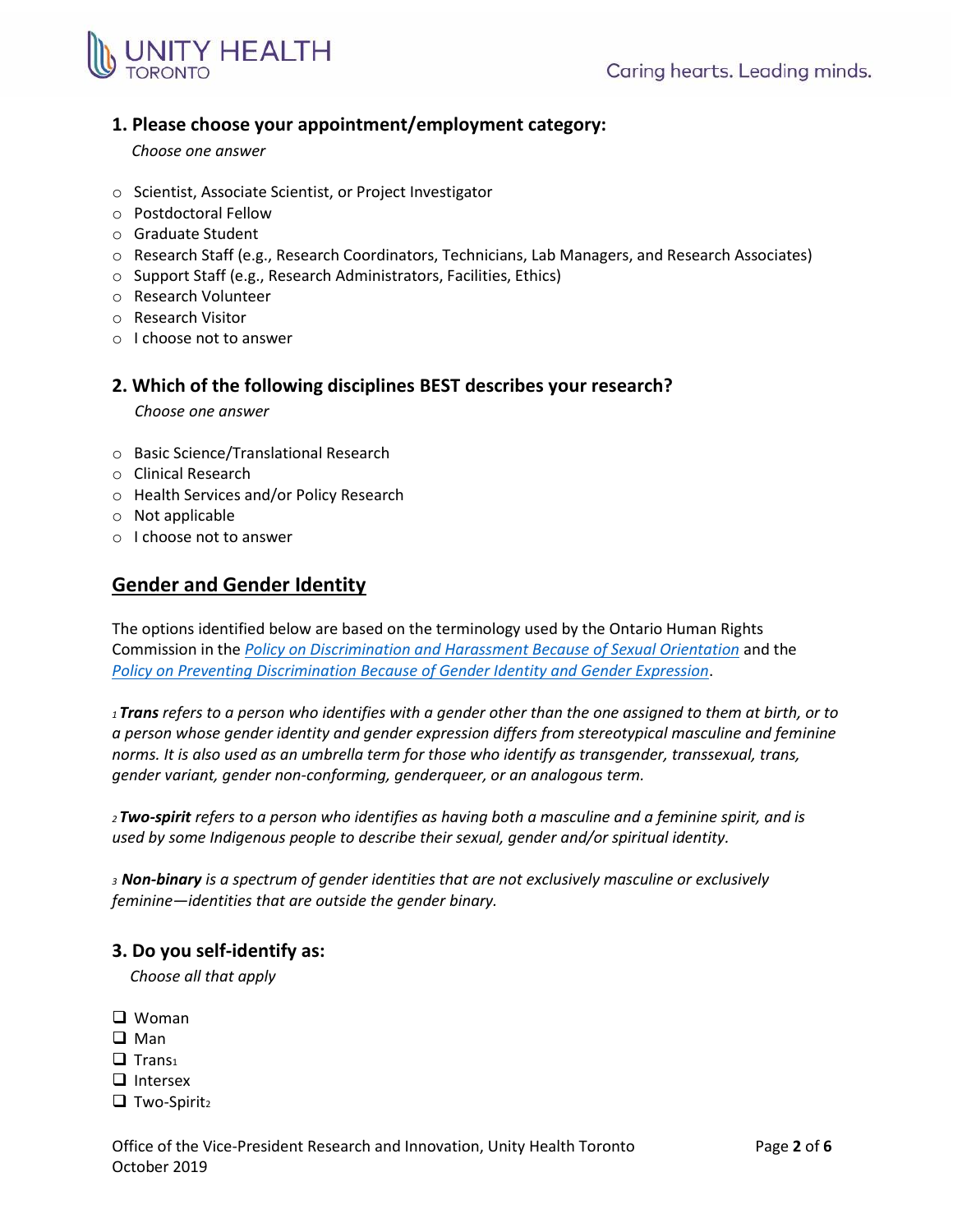### 1. Please choose your appointment/employment category:

*Choose one answer*

- ○ Scientist, Associate Scientist, or Project Investigator
- ○ Postdoctoral Fellow
- ○ Graduate Student
- ○ Research Staff (e.g., Research Coordinators, Technicians, Lab Managers, and Research Associates)
- ○ Support Staff (e.g., Research Administrators, Facilities, Ethics)
- ○ Research Volunteer
- ○ Research Visitor
- ○ I choose not to answer

### 2. Which of the following disciplines BEST describes your research?

*Choose one answer*

- ○ Basic Science/Translational Research
- ○ Clinical Research
- ○ Health Services and/or Policy Research
- ○ Not applicable
- ○ I choose not to answer

## Gender and Gender Identity

The options identified below are based on the terminology used by the Ontario Human Rights Commission in the *Policy on Discrimination and Harassment Because of Sexual Orientation* and the *Policy on Preventing Discrimination Because of Gender Identity and Gender Expression*.

[1] ***Trans*** *refers to a person who identifies with a gender other than the one assigned to them at birth, or to a person whose gender identity and gender expression differs from stereotypical masculine and feminine norms. It is also used as an umbrella term for those who identify as transgender, transsexual, trans, gender variant, gender non-conforming, genderqueer, or an analogous term.*

[2] ***Two-spirit*** *refers to a person who identifies as having both a masculine and a feminine spirit, and is used by some Indigenous people to describe their sexual, gender and/or spiritual identity.*

[3] ***Non-binary*** *is a spectrum of gender identities that are not exclusively masculine or exclusively feminine—identities that are outside the gender binary.*

### 3. Do you self-identify as:

*Choose all that apply*

- ❑ Woman
- ❑ Man
- ❑ Trans[1]
- ❑ Intersex
- ❑ Two-Spirit[2]

Office of the Vice-President Research and Innovation, Unity Health Toronto
October 2019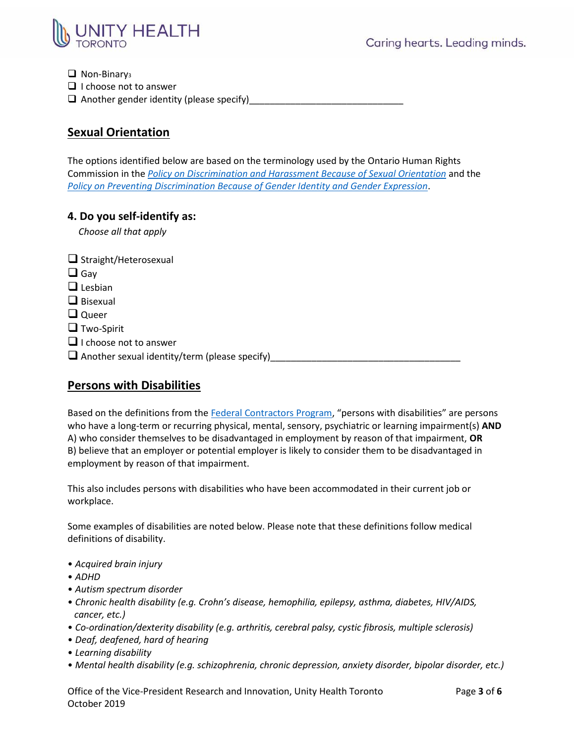- ❑ Non-Binary[3]
- ❑ I choose not to answer
- ❑ Another gender identity (please specify)_____________________________

## Sexual Orientation

The options identified below are based on the terminology used by the Ontario Human Rights Commission in the *Policy on Discrimination and Harassment Because of Sexual Orientation* and the *Policy on Preventing Discrimination Because of Gender Identity and Gender Expression*.

### 4. Do you self-identify as:

*Choose all that apply*

- ❑ Straight/Heterosexual
- ❑ Gay
- ❑ Lesbian
- ❑ Bisexual
- ❑ Queer
- ❑ Two-Spirit
- ❑ I choose not to answer
- ❑ Another sexual identity/term (please specify)____________________________________

## Persons with Disabilities

Based on the definitions from the Federal Contractors Program, "persons with disabilities" are persons who have a long-term or recurring physical, mental, sensory, psychiatric or learning impairment(s) **AND** A) who consider themselves to be disadvantaged in employment by reason of that impairment, **OR** B) believe that an employer or potential employer is likely to consider them to be disadvantaged in employment by reason of that impairment.

This also includes persons with disabilities who have been accommodated in their current job or workplace.

Some examples of disabilities are noted below. Please note that these definitions follow medical definitions of disability.

- *Acquired brain injury*
- *ADHD*
- *Autism spectrum disorder*
- *Chronic health disability (e.g. Crohn's disease, hemophilia, epilepsy, asthma, diabetes, HIV/AIDS, cancer, etc.)*
- *Co-ordination/dexterity disability (e.g. arthritis, cerebral palsy, cystic fibrosis, multiple sclerosis)*
- *Deaf, deafened, hard of hearing*
- *Learning disability*
- *Mental health disability (e.g. schizophrenia, chronic depression, anxiety disorder, bipolar disorder, etc.)*

Office of the Vice-President Research and Innovation, Unity Health Toronto
October 2019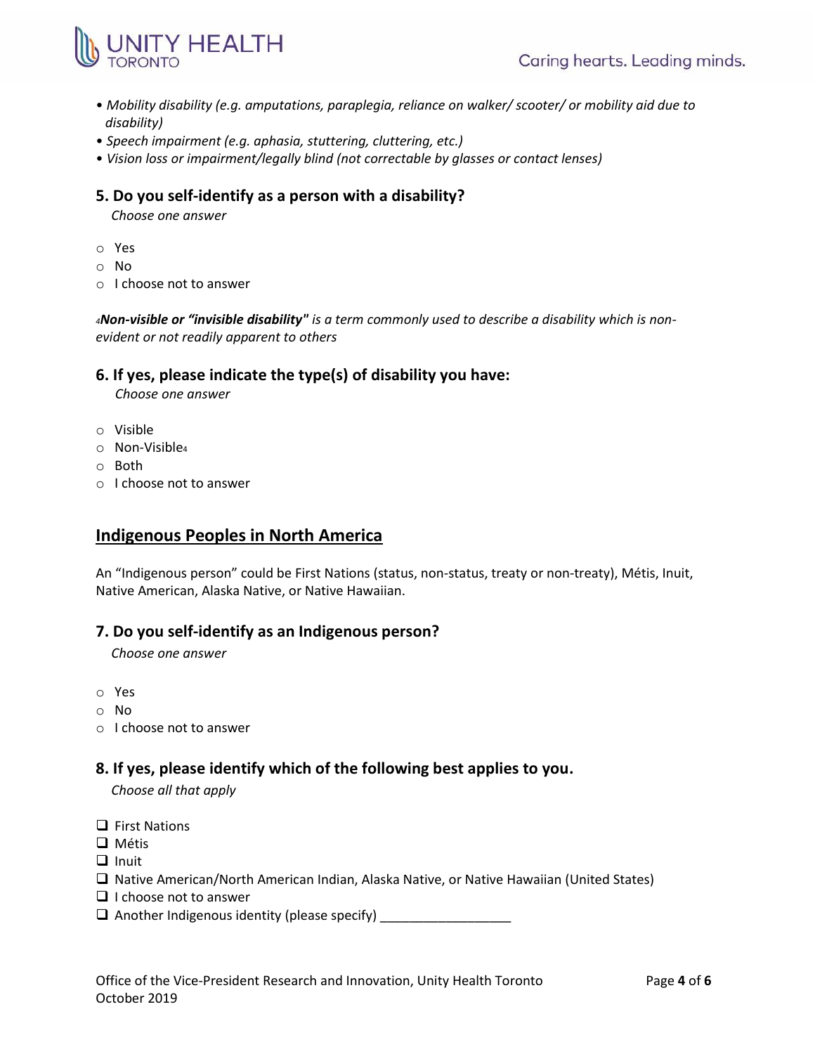- *Mobility disability (e.g. amputations, paraplegia, reliance on walker/ scooter/ or mobility aid due to disability)*
- *Speech impairment (e.g. aphasia, stuttering, cluttering, etc.)*
- *Vision loss or impairment/legally blind (not correctable by glasses or contact lenses)*

### 5. Do you self-identify as a person with a disability?

*Choose one answer*

- ○ Yes
- ○ No
- ○ I choose not to answer

[4]***Non-visible or "invisible disability"*** *is a term commonly used to describe a disability which is non-evident or not readily apparent to others*

### 6. If yes, please indicate the type(s) of disability you have:

*Choose one answer*

- ○ Visible
- ○ Non-Visible[4]
- ○ Both
- ○ I choose not to answer

## Indigenous Peoples in North America

An "Indigenous person" could be First Nations (status, non-status, treaty or non-treaty), Métis, Inuit, Native American, Alaska Native, or Native Hawaiian.

### 7. Do you self-identify as an Indigenous person?

*Choose one answer*

- ○ Yes
- ○ No
- ○ I choose not to answer

### 8. If yes, please identify which of the following best applies to you.

*Choose all that apply*

- ❑ First Nations
- ❑ Métis
- ❑ Inuit
- ❑ Native American/North American Indian, Alaska Native, or Native Hawaiian (United States)
- ❑ I choose not to answer
- ❑ Another Indigenous identity (please specify) __________________

Office of the Vice-President Research and Innovation, Unity Health Toronto
October 2019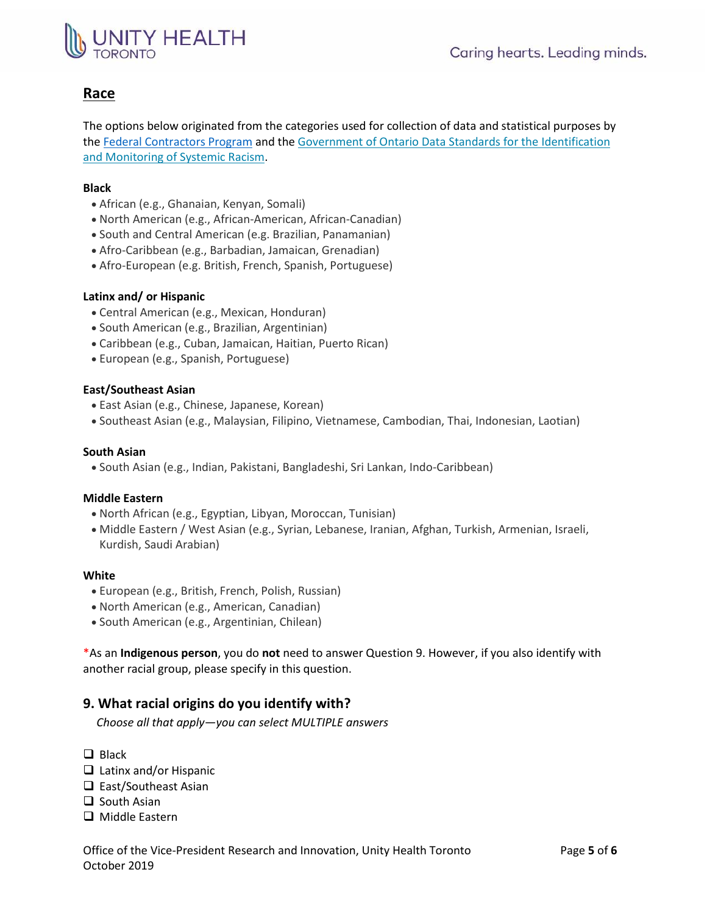## Race

The options below originated from the categories used for collection of data and statistical purposes by the Federal Contractors Program and the Government of Ontario Data Standards for the Identification and Monitoring of Systemic Racism.

**Black**

- African (e.g., Ghanaian, Kenyan, Somali)
- North American (e.g., African-American, African-Canadian)
- South and Central American (e.g. Brazilian, Panamanian)
- Afro-Caribbean (e.g., Barbadian, Jamaican, Grenadian)
- Afro-European (e.g. British, French, Spanish, Portuguese)

**Latinx and/ or Hispanic**

- Central American (e.g., Mexican, Honduran)
- South American (e.g., Brazilian, Argentinian)
- Caribbean (e.g., Cuban, Jamaican, Haitian, Puerto Rican)
- European (e.g., Spanish, Portuguese)

**East/Southeast Asian**

- East Asian (e.g., Chinese, Japanese, Korean)
- Southeast Asian (e.g., Malaysian, Filipino, Vietnamese, Cambodian, Thai, Indonesian, Laotian)

**South Asian**

- South Asian (e.g., Indian, Pakistani, Bangladeshi, Sri Lankan, Indo-Caribbean)

**Middle Eastern**

- North African (e.g., Egyptian, Libyan, Moroccan, Tunisian)
- Middle Eastern / West Asian (e.g., Syrian, Lebanese, Iranian, Afghan, Turkish, Armenian, Israeli, Kurdish, Saudi Arabian)

**White**

- European (e.g., British, French, Polish, Russian)
- North American (e.g., American, Canadian)
- South American (e.g., Argentinian, Chilean)

*As an **Indigenous person**, you do **not** need to answer Question 9. However, if you also identify with another racial group, please specify in this question.

### 9. What racial origins do you identify with?

*Choose all that apply—you can select MULTIPLE answers*

- ❑ Black
- ❑ Latinx and/or Hispanic
- ❑ East/Southeast Asian
- ❑ South Asian
- ❑ Middle Eastern

Office of the Vice-President Research and Innovation, Unity Health Toronto
October 2019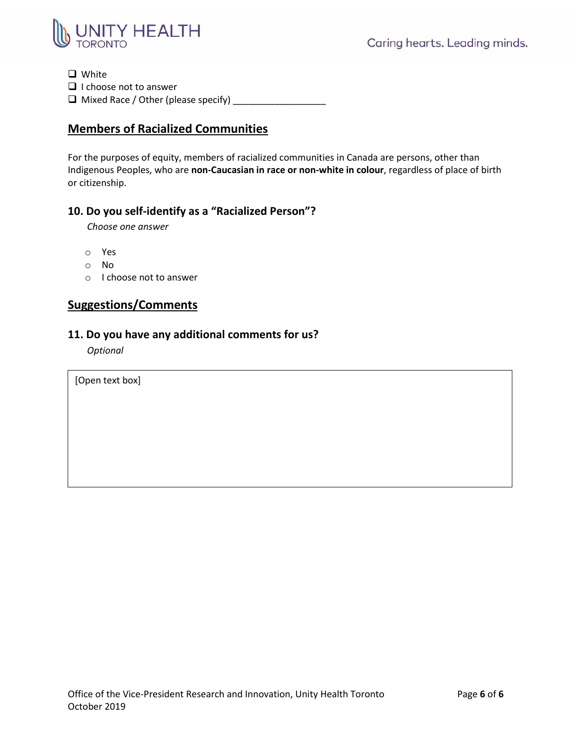- [ ] White
- [ ] I choose not to answer
- [ ] Mixed Race / Other (please specify) ___________________

## Members of Racialized Communities

For the purposes of equity, members of racialized communities in Canada are persons, other than Indigenous Peoples, who are **non-Caucasian in race or non-white in colour**, regardless of place of birth or citizenship.

### 10. Do you self-identify as a "Racialized Person"?

*Choose one answer*

- Yes
- No
- I choose not to answer

## Suggestions/Comments

### 11. Do you have any additional comments for us?

*Optional*

| [Open text box] |
| --- |
| |